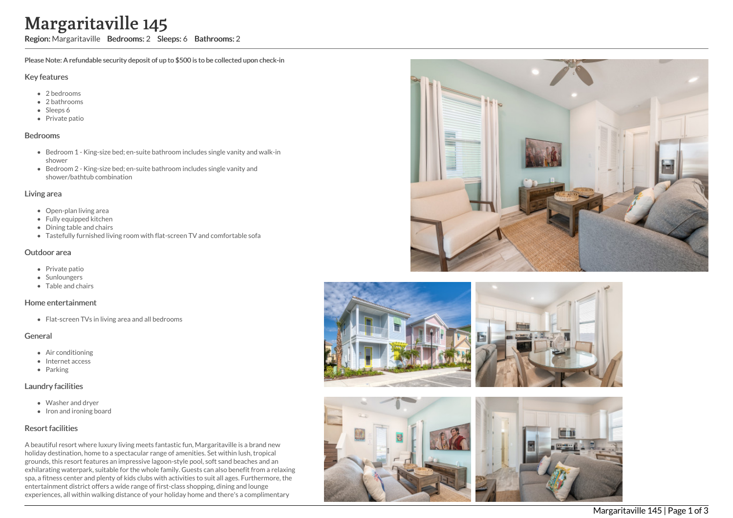# Margaritaville 145

**Region:** Margaritaville **Bedrooms:** 2 **Sleeps:** 6 **Bathrooms:** 2

**Please Note: A refundable security deposit of up to $500 is to be collected upon check-in**

## Key features

- 2 bedrooms
- 2 bathrooms
- Sleeps 6
- Private patio

## Bedrooms

- Bedroom 1 - King-size bed; en-suite bathroom includes single vanity and walk-in shower
- Bedroom 2 - King-size bed; en-suite bathroom includes single vanity and shower/bathtub combination

## Living area

- Open-plan living area
- Fully equipped kitchen
- Dining table and chairs
- Tastefully furnished living room with flat-screen TV and comfortable sofa

## Outdoor area

- Private patio
- Sunloungers
- Table and chairs

## Home entertainment

- Flat-screen TVs in living area and all bedrooms

## General

- Air conditioning
- Internet access
- Parking

## Laundry facilities

- Washer and dryer
- Iron and ironing board

## Resort facilities

A beautiful resort where luxury living meets fantastic fun, Margaritaville is a brand new holiday destination, home to a spectacular range of amenities. Set within lush, tropical grounds, this resort features an impressive lagoon-style pool, soft sand beaches and an exhilarating waterpark, suitable for the whole family. Guests can also benefit from a relaxing spa, a fitness center and plenty of kids clubs with activities to suit all ages. Furthermore, the entertainment district offers a wide range of first-class shopping, dining and lounge experiences, all within walking distance of your holiday home and there's a complimentary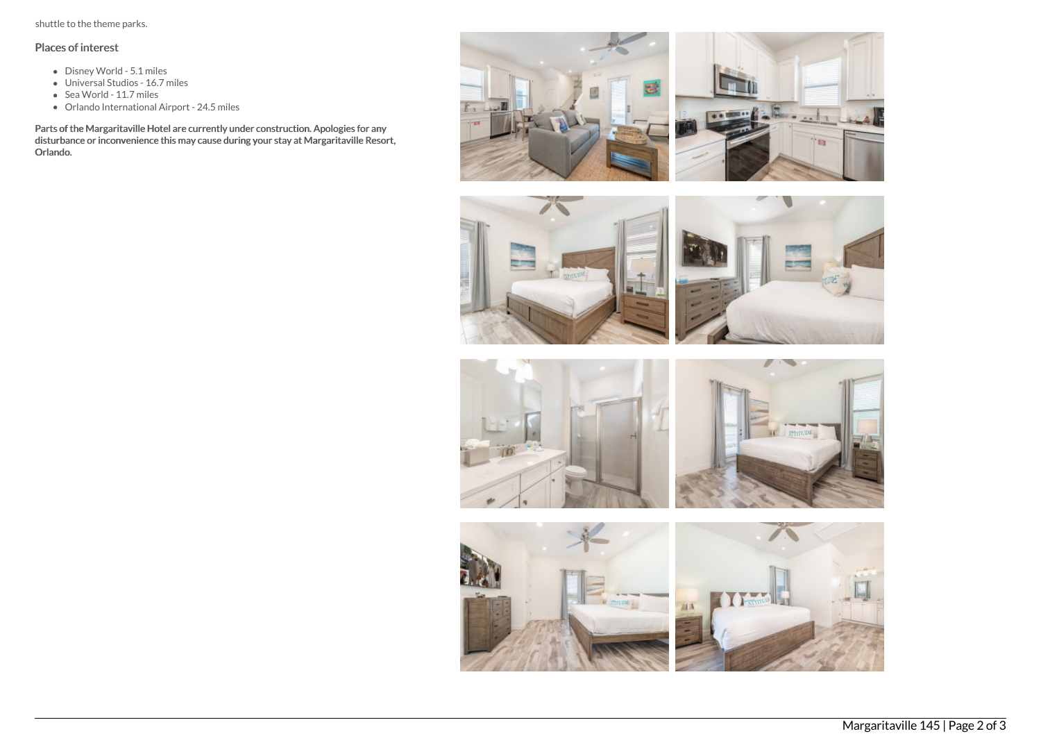shuttle to the theme parks.

### Places of interest

- Disney World - 5.1 miles
- Universal Studios - 16.7 miles
- Sea World - 11.7 miles
- Orlando International Airport - 24.5 miles

**Parts of the Margaritaville Hotel are currently under construction. Apologies for any disturbance or inconvenience this may cause during your stay at Margaritaville Resort, Orlando.**